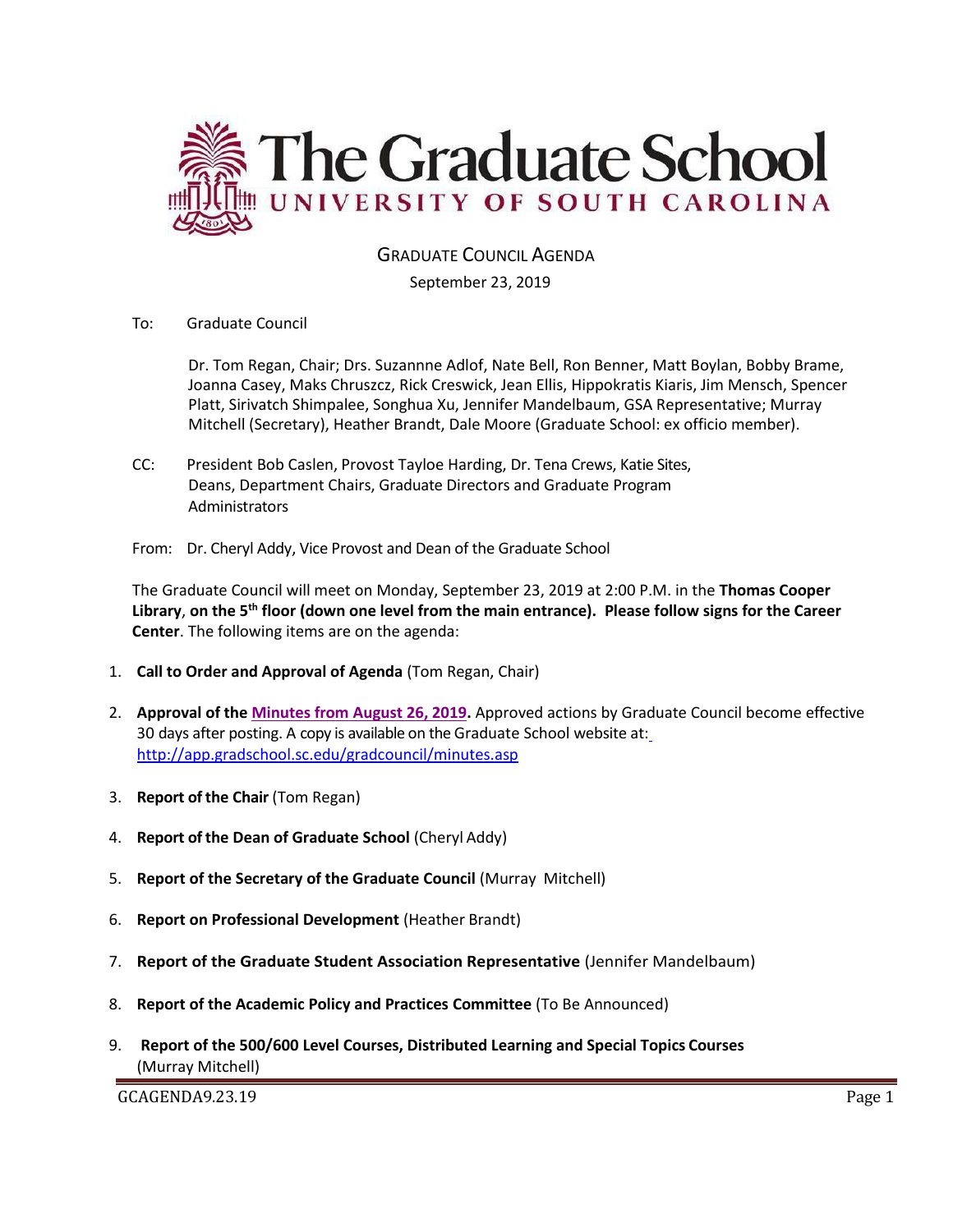# The Graduate School
## UNIVERSITY OF SOUTH CAROLINA

GRADUATE COUNCIL AGENDA

September 23, 2019

To: Graduate Council

Dr. Tom Regan, Chair; Drs. Suzannne Adlof, Nate Bell, Ron Benner, Matt Boylan, Bobby Brame, Joanna Casey, Maks Chruszcz, Rick Creswick, Jean Ellis, Hippokratis Kiaris, Jim Mensch, Spencer Platt, Sirivatch Shimpalee, Songhua Xu, Jennifer Mandelbaum, GSA Representative; Murray Mitchell (Secretary), Heather Brandt, Dale Moore (Graduate School: ex officio member).

CC: President Bob Caslen, Provost Tayloe Harding, Dr. Tena Crews, Katie Sites, Deans, Department Chairs, Graduate Directors and Graduate Program Administrators

From: Dr. Cheryl Addy, Vice Provost and Dean of the Graduate School

The Graduate Council will meet on Monday, September 23, 2019 at 2:00 P.M. in the **Thomas Cooper Library**, **on the 5th floor (down one level from the main entrance). Please follow signs for the Career Center**. The following items are on the agenda:

1. **Call to Order and Approval of Agenda** (Tom Regan, Chair)
2. **Approval of the Minutes from August 26, 2019.** Approved actions by Graduate Council become effective 30 days after posting. A copy is available on the Graduate School website at: http://app.gradschool.sc.edu/gradcouncil/minutes.asp
3. **Report of the Chair** (Tom Regan)
4. **Report of the Dean of Graduate School** (Cheryl Addy)
5. **Report of the Secretary of the Graduate Council** (Murray Mitchell)
6. **Report on Professional Development** (Heather Brandt)
7. **Report of the Graduate Student Association Representative** (Jennifer Mandelbaum)
8. **Report of the Academic Policy and Practices Committee** (To Be Announced)
9. **Report of the 500/600 Level Courses, Distributed Learning and Special Topics Courses** (Murray Mitchell)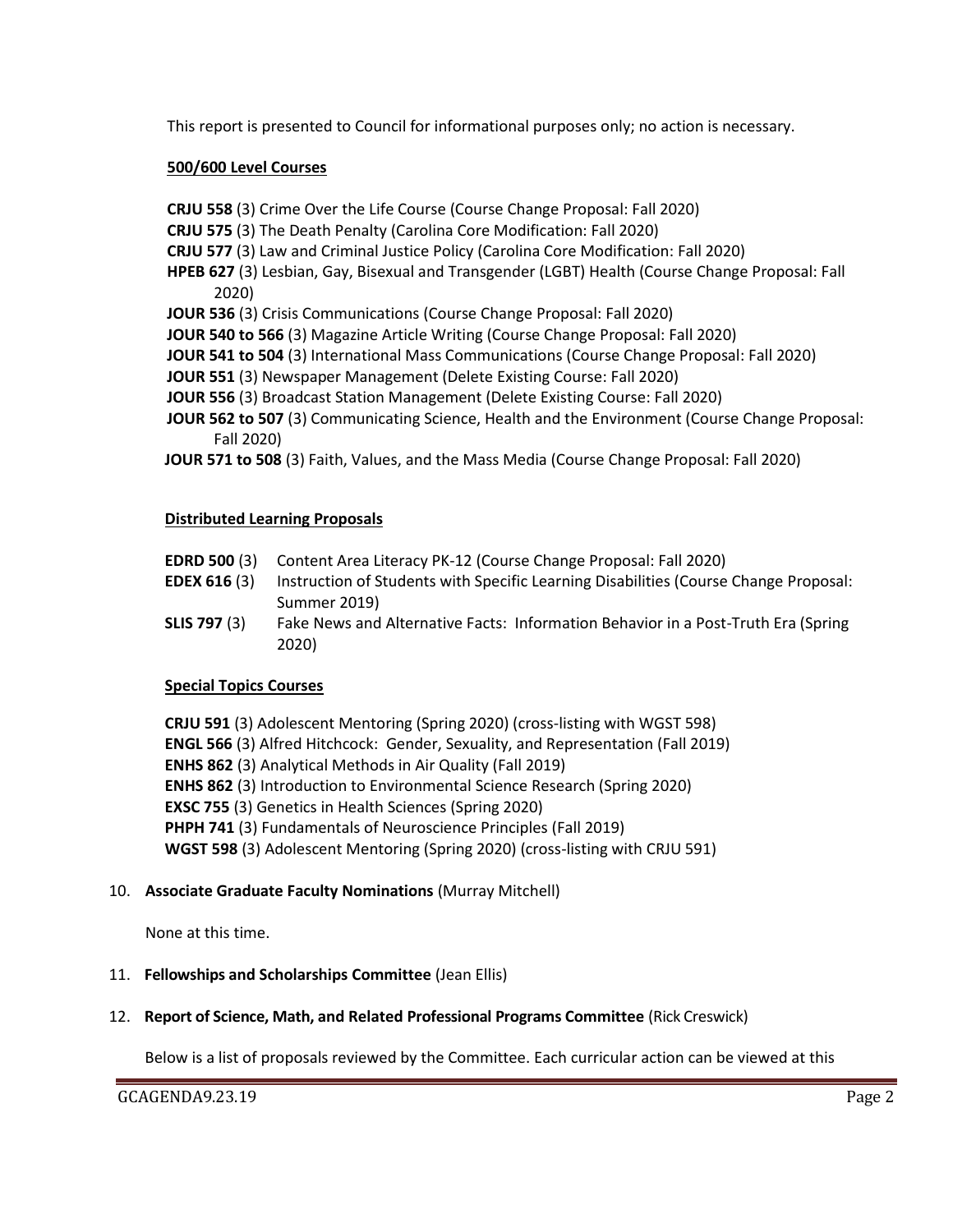This report is presented to Council for informational purposes only; no action is necessary.

**500/600 Level Courses**

**CRJU 558** (3) Crime Over the Life Course (Course Change Proposal: Fall 2020)
**CRJU 575** (3) The Death Penalty (Carolina Core Modification: Fall 2020)
**CRJU 577** (3) Law and Criminal Justice Policy (Carolina Core Modification: Fall 2020)
**HPEB 627** (3) Lesbian, Gay, Bisexual and Transgender (LGBT) Health (Course Change Proposal: Fall 2020)
**JOUR 536** (3) Crisis Communications (Course Change Proposal: Fall 2020)
**JOUR 540 to 566** (3) Magazine Article Writing (Course Change Proposal: Fall 2020)
**JOUR 541 to 504** (3) International Mass Communications (Course Change Proposal: Fall 2020)
**JOUR 551** (3) Newspaper Management (Delete Existing Course: Fall 2020)
**JOUR 556** (3) Broadcast Station Management (Delete Existing Course: Fall 2020)
**JOUR 562 to 507** (3) Communicating Science, Health and the Environment (Course Change Proposal: Fall 2020)
**JOUR 571 to 508** (3) Faith, Values, and the Mass Media (Course Change Proposal: Fall 2020)

**Distributed Learning Proposals**

**EDRD 500** (3) Content Area Literacy PK-12 (Course Change Proposal: Fall 2020)
**EDEX 616** (3) Instruction of Students with Specific Learning Disabilities (Course Change Proposal: Summer 2019)
**SLIS 797** (3) Fake News and Alternative Facts: Information Behavior in a Post-Truth Era (Spring 2020)

**Special Topics Courses**

**CRJU 591** (3) Adolescent Mentoring (Spring 2020) (cross-listing with WGST 598)
**ENGL 566** (3) Alfred Hitchcock: Gender, Sexuality, and Representation (Fall 2019)
**ENHS 862** (3) Analytical Methods in Air Quality (Fall 2019)
**ENHS 862** (3) Introduction to Environmental Science Research (Spring 2020)
**EXSC 755** (3) Genetics in Health Sciences (Spring 2020)
**PHPH 741** (3) Fundamentals of Neuroscience Principles (Fall 2019)
**WGST 598** (3) Adolescent Mentoring (Spring 2020) (cross-listing with CRJU 591)

10. **Associate Graduate Faculty Nominations** (Murray Mitchell)

None at this time.

11. **Fellowships and Scholarships Committee** (Jean Ellis)

12. **Report of Science, Math, and Related Professional Programs Committee** (Rick Creswick)

Below is a list of proposals reviewed by the Committee. Each curricular action can be viewed at this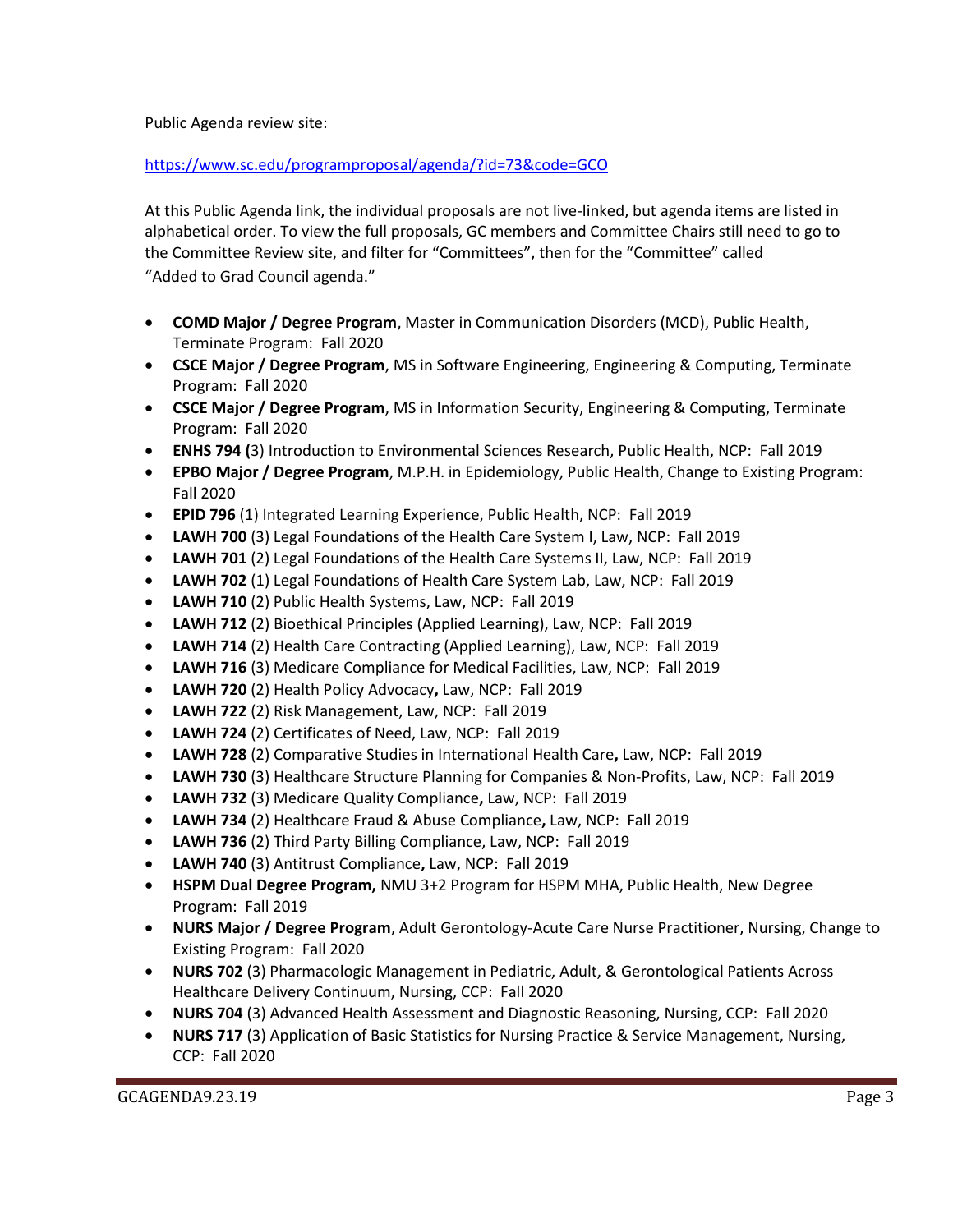Public Agenda review site:

https://www.sc.edu/programproposal/agenda/?id=73&code=GCO

At this Public Agenda link, the individual proposals are not live-linked, but agenda items are listed in alphabetical order. To view the full proposals, GC members and Committee Chairs still need to go to the Committee Review site, and filter for "Committees", then for the "Committee" called "Added to Grad Council agenda."

- **COMD Major / Degree Program**, Master in Communication Disorders (MCD), Public Health, Terminate Program: Fall 2020
- **CSCE Major / Degree Program**, MS in Software Engineering, Engineering & Computing, Terminate Program: Fall 2020
- **CSCE Major / Degree Program**, MS in Information Security, Engineering & Computing, Terminate Program: Fall 2020
- **ENHS 794 (**3) Introduction to Environmental Sciences Research, Public Health, NCP: Fall 2019
- **EPBO Major / Degree Program**, M.P.H. in Epidemiology, Public Health, Change to Existing Program: Fall 2020
- **EPID 796** (1) Integrated Learning Experience, Public Health, NCP: Fall 2019
- **LAWH 700** (3) Legal Foundations of the Health Care System I, Law, NCP: Fall 2019
- **LAWH 701** (2) Legal Foundations of the Health Care Systems II, Law, NCP: Fall 2019
- **LAWH 702** (1) Legal Foundations of Health Care System Lab, Law, NCP: Fall 2019
- **LAWH 710** (2) Public Health Systems, Law, NCP: Fall 2019
- **LAWH 712** (2) Bioethical Principles (Applied Learning), Law, NCP: Fall 2019
- **LAWH 714** (2) Health Care Contracting (Applied Learning), Law, NCP: Fall 2019
- **LAWH 716** (3) Medicare Compliance for Medical Facilities, Law, NCP: Fall 2019
- **LAWH 720** (2) Health Policy Advocacy**,** Law, NCP: Fall 2019
- **LAWH 722** (2) Risk Management, Law, NCP: Fall 2019
- **LAWH 724** (2) Certificates of Need, Law, NCP: Fall 2019
- **LAWH 728** (2) Comparative Studies in International Health Care**,** Law, NCP: Fall 2019
- **LAWH 730** (3) Healthcare Structure Planning for Companies & Non-Profits, Law, NCP: Fall 2019
- **LAWH 732** (3) Medicare Quality Compliance**,** Law, NCP: Fall 2019
- **LAWH 734** (2) Healthcare Fraud & Abuse Compliance**,** Law, NCP: Fall 2019
- **LAWH 736** (2) Third Party Billing Compliance, Law, NCP: Fall 2019
- **LAWH 740** (3) Antitrust Compliance**,** Law, NCP: Fall 2019
- **HSPM Dual Degree Program,** NMU 3+2 Program for HSPM MHA, Public Health, New Degree Program: Fall 2019
- **NURS Major / Degree Program**, Adult Gerontology-Acute Care Nurse Practitioner, Nursing, Change to Existing Program: Fall 2020
- **NURS 702** (3) Pharmacologic Management in Pediatric, Adult, & Gerontological Patients Across Healthcare Delivery Continuum, Nursing, CCP: Fall 2020
- **NURS 704** (3) Advanced Health Assessment and Diagnostic Reasoning, Nursing, CCP: Fall 2020
- **NURS 717** (3) Application of Basic Statistics for Nursing Practice & Service Management, Nursing, CCP: Fall 2020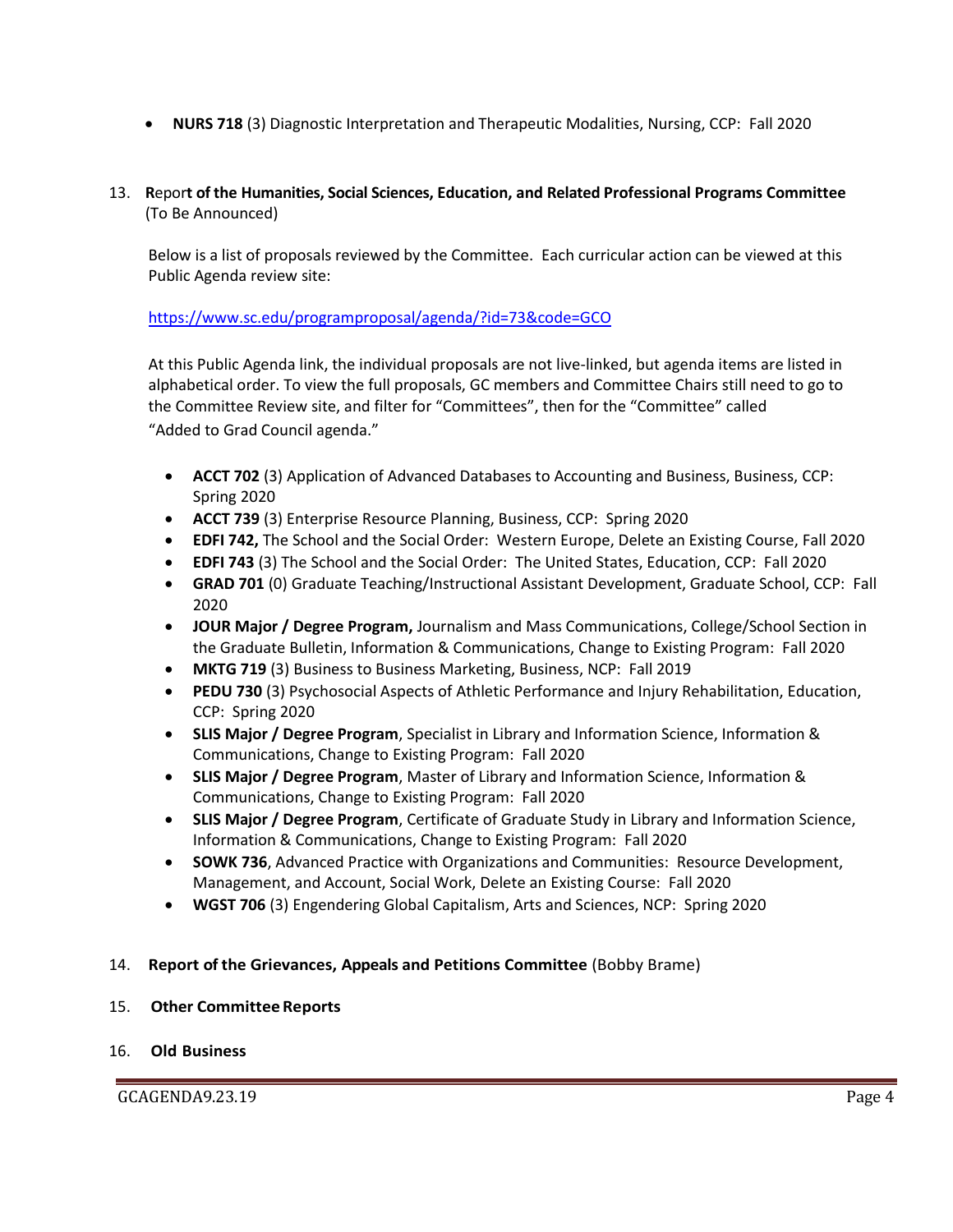- **NURS 718** (3) Diagnostic Interpretation and Therapeutic Modalities, Nursing, CCP: Fall 2020

13. **Report of the Humanities, Social Sciences, Education, and Related Professional Programs Committee** (To Be Announced)

Below is a list of proposals reviewed by the Committee. Each curricular action can be viewed at this Public Agenda review site:

https://www.sc.edu/programproposal/agenda/?id=73&code=GCO

At this Public Agenda link, the individual proposals are not live-linked, but agenda items are listed in alphabetical order. To view the full proposals, GC members and Committee Chairs still need to go to the Committee Review site, and filter for "Committees", then for the "Committee" called "Added to Grad Council agenda."

- **ACCT 702** (3) Application of Advanced Databases to Accounting and Business, Business, CCP: Spring 2020
- **ACCT 739** (3) Enterprise Resource Planning, Business, CCP: Spring 2020
- **EDFI 742,** The School and the Social Order: Western Europe, Delete an Existing Course, Fall 2020
- **EDFI 743** (3) The School and the Social Order: The United States, Education, CCP: Fall 2020
- **GRAD 701** (0) Graduate Teaching/Instructional Assistant Development, Graduate School, CCP: Fall 2020
- **JOUR Major / Degree Program,** Journalism and Mass Communications, College/School Section in the Graduate Bulletin, Information & Communications, Change to Existing Program: Fall 2020
- **MKTG 719** (3) Business to Business Marketing, Business, NCP: Fall 2019
- **PEDU 730** (3) Psychosocial Aspects of Athletic Performance and Injury Rehabilitation, Education, CCP: Spring 2020
- **SLIS Major / Degree Program**, Specialist in Library and Information Science, Information & Communications, Change to Existing Program: Fall 2020
- **SLIS Major / Degree Program**, Master of Library and Information Science, Information & Communications, Change to Existing Program: Fall 2020
- **SLIS Major / Degree Program**, Certificate of Graduate Study in Library and Information Science, Information & Communications, Change to Existing Program: Fall 2020
- **SOWK 736**, Advanced Practice with Organizations and Communities: Resource Development, Management, and Account, Social Work, Delete an Existing Course: Fall 2020
- **WGST 706** (3) Engendering Global Capitalism, Arts and Sciences, NCP: Spring 2020

14. **Report of the Grievances, Appeals and Petitions Committee** (Bobby Brame)

15. **Other Committee Reports**

16. **Old Business**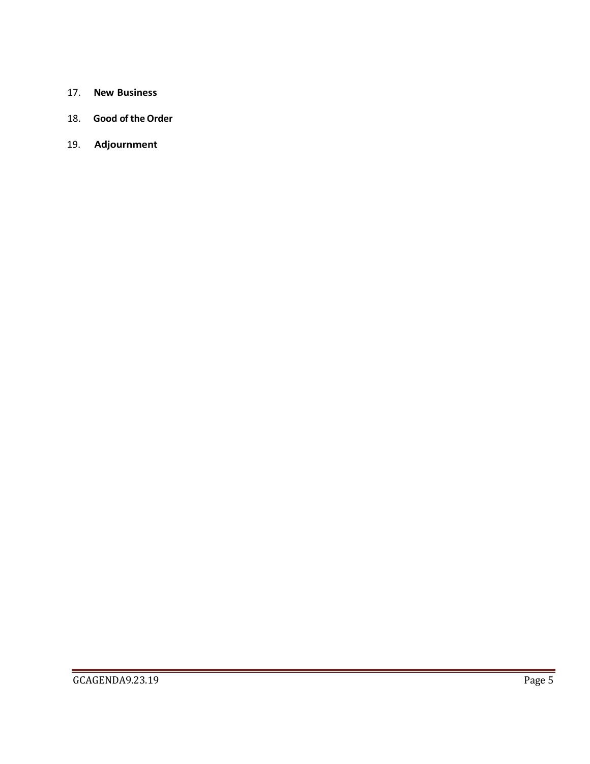17. **New Business**

18. **Good of the Order**

19. **Adjournment**